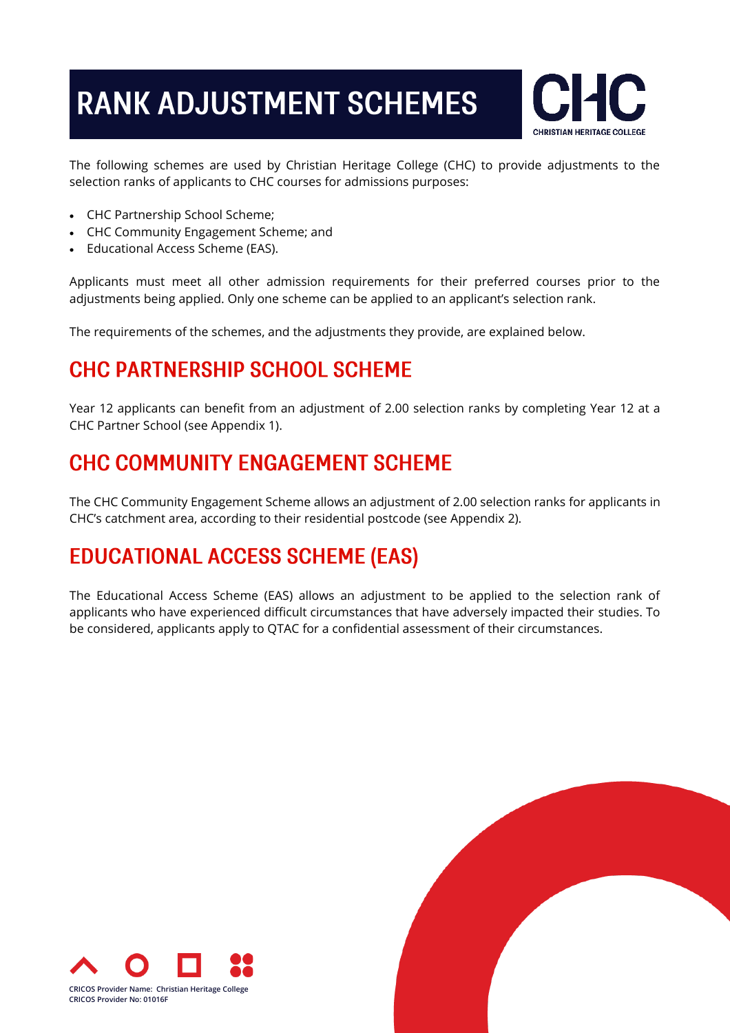# RANK ADJUSTMENT SCHEMES

The following schemes are used by Christian Heritage College (CHC) to provide adjustments to the selection ranks of applicants to CHC courses for admissions purposes:

- CHC Partnership School Scheme;
- CHC Community Engagement Scheme; and
- Educational Access Scheme (EAS).

Applicants must meet all other admission requirements for their preferred courses prior to the adjustments being applied. Only one scheme can be applied to an applicant's selection rank.

The requirements of the schemes, and the adjustments they provide, are explained below.

## CHC PARTNERSHIP SCHOOL SCHEME

Year 12 applicants can benefit from an adjustment of 2.00 selection ranks by completing Year 12 at a CHC Partner School (see Appendix 1).

## CHC COMMUNITY ENGAGEMENT SCHEME

The CHC Community Engagement Scheme allows an adjustment of 2.00 selection ranks for applicants in CHC's catchment area, according to their residential postcode (see Appendix 2).

## EDUCATIONAL ACCESS SCHEME (EAS)

The Educational Access Scheme (EAS) allows an adjustment to be applied to the selection rank of applicants who have experienced difficult circumstances that have adversely impacted their studies. To be considered, applicants apply to QTAC for a confidential assessment of their circumstances.

CRICOS Provider Name: Christian Heritage College
CRICOS Provider No: 01016F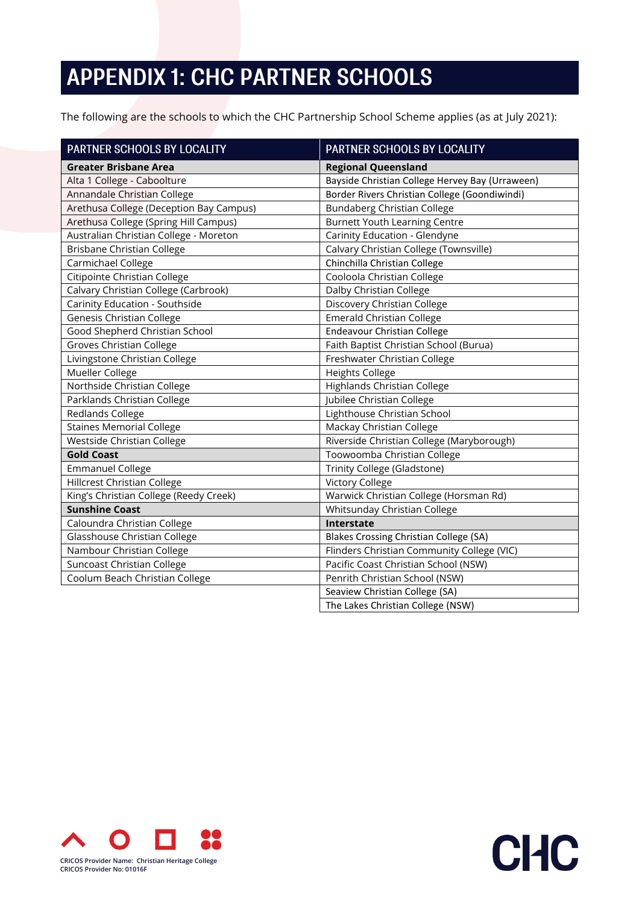# APPENDIX 1: CHC PARTNER SCHOOLS

The following are the schools to which the CHC Partnership School Scheme applies (as at July 2021):

| PARTNER SCHOOLS BY LOCALITY | PARTNER SCHOOLS BY LOCALITY |
|---|---|
| **Greater Brisbane Area** | **Regional Queensland** |
| Alta 1 College - Caboolture | Bayside Christian College Hervey Bay (Urraween) |
| Annandale Christian College | Border Rivers Christian College (Goondiwindi) |
| Arethusa College (Deception Bay Campus) | Bundaberg Christian College |
| Arethusa College (Spring Hill Campus) | Burnett Youth Learning Centre |
| Australian Christian College - Moreton | Carinity Education - Glendyne |
| Brisbane Christian College | Calvary Christian College (Townsville) |
| Carmichael College | Chinchilla Christian College |
| Citipointe Christian College | Cooloola Christian College |
| Calvary Christian College (Carbrook) | Dalby Christian College |
| Carinity Education - Southside | Discovery Christian College |
| Genesis Christian College | Emerald Christian College |
| Good Shepherd Christian School | Endeavour Christian College |
| Groves Christian College | Faith Baptist Christian School (Burua) |
| Livingstone Christian College | Freshwater Christian College |
| Mueller College | Heights College |
| Northside Christian College | Highlands Christian College |
| Parklands Christian College | Jubilee Christian College |
| Redlands College | Lighthouse Christian School |
| Staines Memorial College | Mackay Christian College |
| Westside Christian College | Riverside Christian College (Maryborough) |
| **Gold Coast** | Toowoomba Christian College |
| Emmanuel College | Trinity College (Gladstone) |
| Hillcrest Christian College | Victory College |
| King's Christian College (Reedy Creek) | Warwick Christian College (Horsman Rd) |
| **Sunshine Coast** | Whitsunday Christian College |
| Caloundra Christian College | **Interstate** |
| Glasshouse Christian College | Blakes Crossing Christian College (SA) |
| Nambour Christian College | Flinders Christian Community College (VIC) |
| Suncoast Christian College | Pacific Coast Christian School (NSW) |
| Coolum Beach Christian College | Penrith Christian School (NSW) |
| | Seaview Christian College (SA) |
| | The Lakes Christian College (NSW) |

CRICOS Provider Name: Christian Heritage College
CRICOS Provider No: 01016F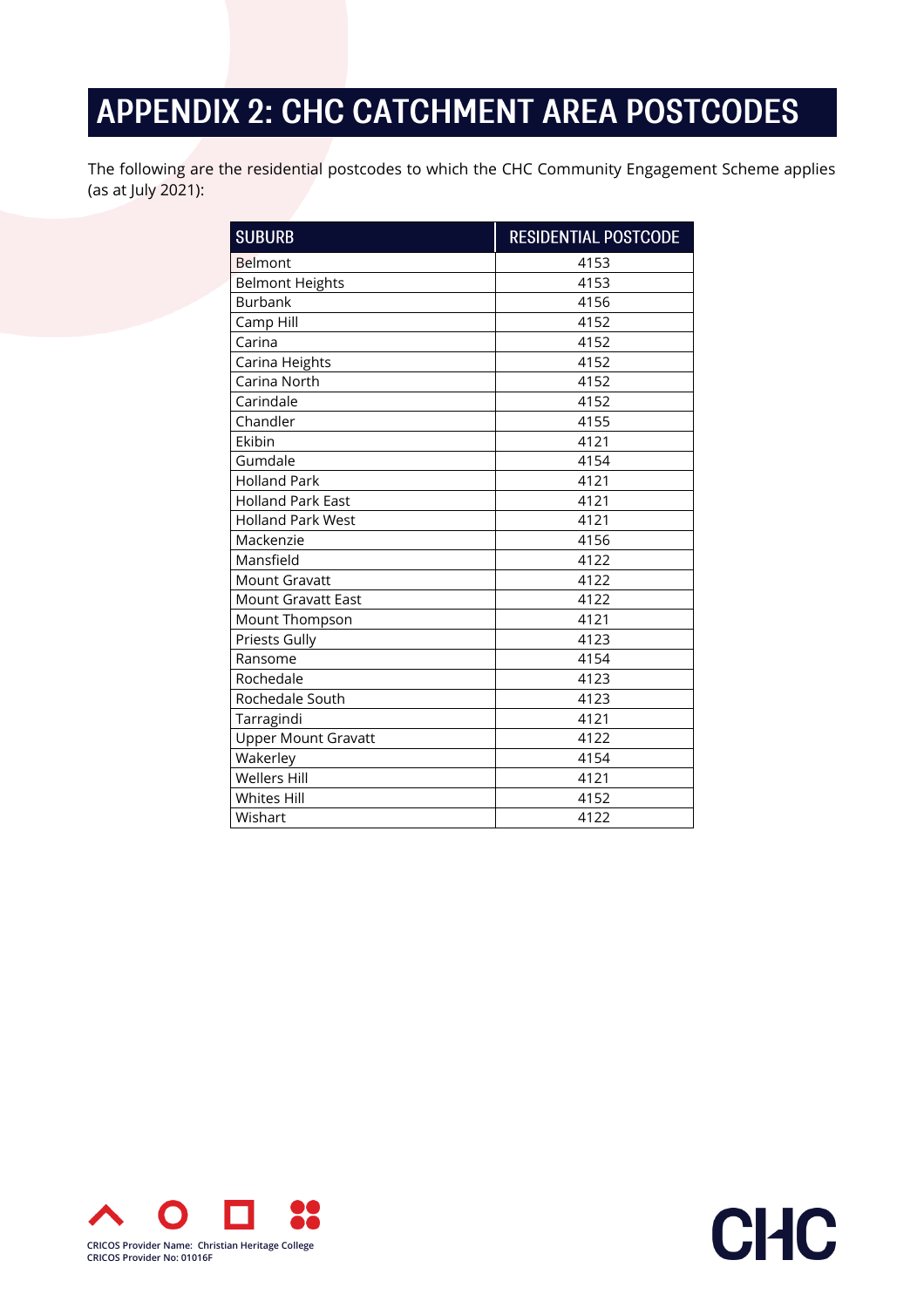# APPENDIX 2: CHC CATCHMENT AREA POSTCODES

The following are the residential postcodes to which the CHC Community Engagement Scheme applies (as at July 2021):

| SUBURB | RESIDENTIAL POSTCODE |
|---|---|
| Belmont | 4153 |
| Belmont Heights | 4153 |
| Burbank | 4156 |
| Camp Hill | 4152 |
| Carina | 4152 |
| Carina Heights | 4152 |
| Carina North | 4152 |
| Carindale | 4152 |
| Chandler | 4155 |
| Ekibin | 4121 |
| Gumdale | 4154 |
| Holland Park | 4121 |
| Holland Park East | 4121 |
| Holland Park West | 4121 |
| Mackenzie | 4156 |
| Mansfield | 4122 |
| Mount Gravatt | 4122 |
| Mount Gravatt East | 4122 |
| Mount Thompson | 4121 |
| Priests Gully | 4123 |
| Ransome | 4154 |
| Rochedale | 4123 |
| Rochedale South | 4123 |
| Tarragindi | 4121 |
| Upper Mount Gravatt | 4122 |
| Wakerley | 4154 |
| Wellers Hill | 4121 |
| Whites Hill | 4152 |
| Wishart | 4122 |

CRICOS Provider Name: Christian Heritage College
CRICOS Provider No: 01016F